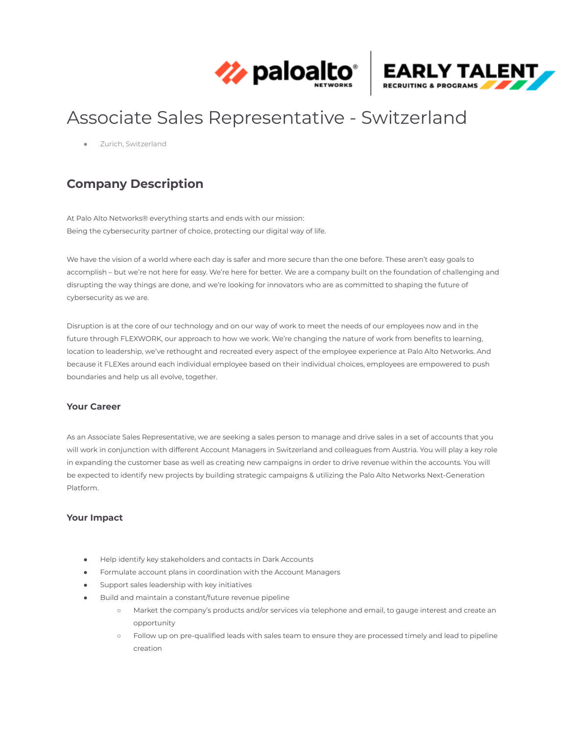# Associate Sales Representative - Switzerland

- Zurich, Switzerland

## Company Description

At Palo Alto Networks® everything starts and ends with our mission:
Being the cybersecurity partner of choice, protecting our digital way of life.

We have the vision of a world where each day is safer and more secure than the one before. These aren't easy goals to accomplish – but we're not here for easy. We're here for better. We are a company built on the foundation of challenging and disrupting the way things are done, and we're looking for innovators who are as committed to shaping the future of cybersecurity as we are.

Disruption is at the core of our technology and on our way of work to meet the needs of our employees now and in the future through FLEXWORK, our approach to how we work. We're changing the nature of work from benefits to learning, location to leadership, we've rethought and recreated every aspect of the employee experience at Palo Alto Networks. And because it FLEXes around each individual employee based on their individual choices, employees are empowered to push boundaries and help us all evolve, together.

### Your Career

As an Associate Sales Representative, we are seeking a sales person to manage and drive sales in a set of accounts that you will work in conjunction with different Account Managers in Switzerland and colleagues from Austria. You will play a key role in expanding the customer base as well as creating new campaigns in order to drive revenue within the accounts. You will be expected to identify new projects by building strategic campaigns & utilizing the Palo Alto Networks Next-Generation Platform.

### Your Impact

- Help identify key stakeholders and contacts in Dark Accounts
- Formulate account plans in coordination with the Account Managers
- Support sales leadership with key initiatives
- Build and maintain a constant/future revenue pipeline
  - Market the company's products and/or services via telephone and email, to gauge interest and create an opportunity
  - Follow up on pre-qualified leads with sales team to ensure they are processed timely and lead to pipeline creation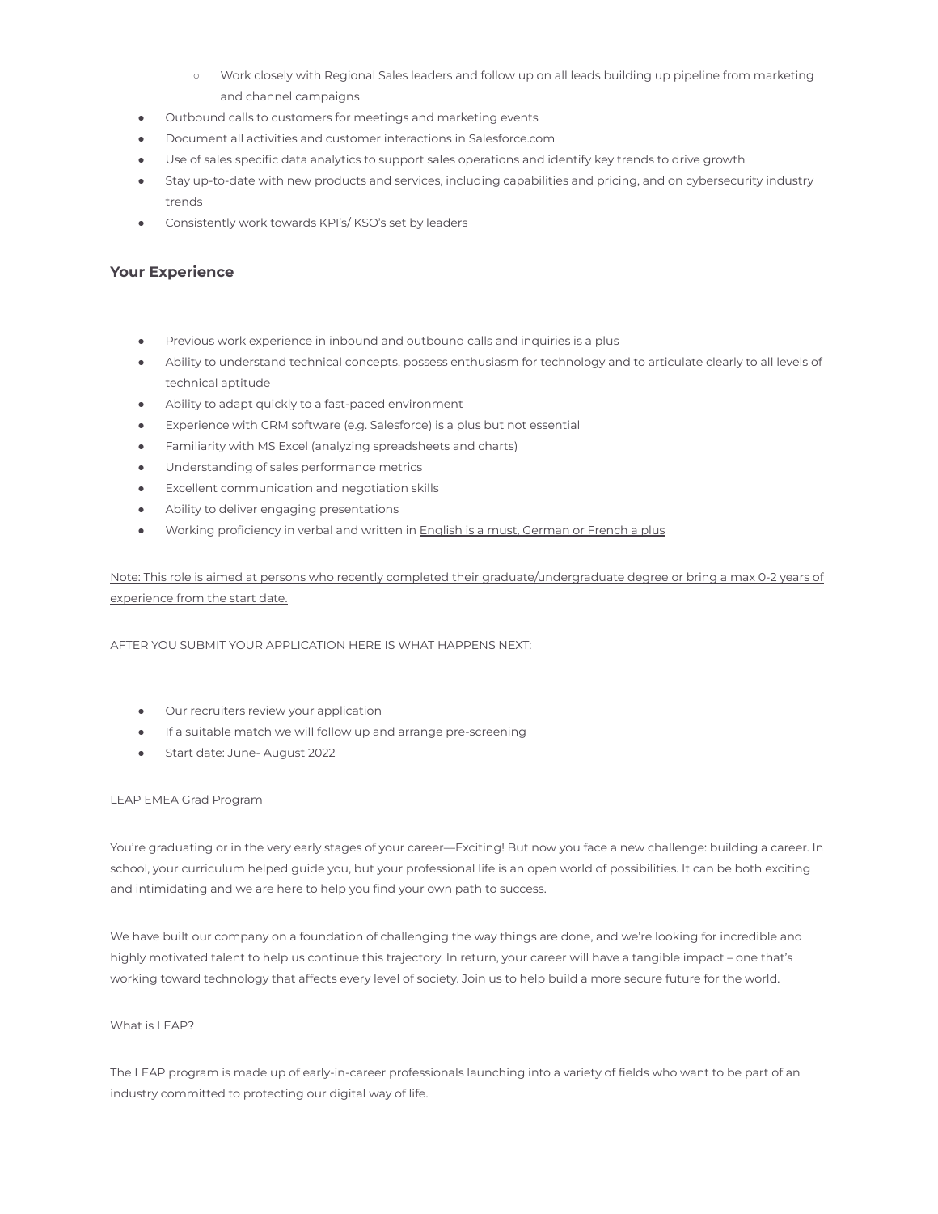- Work closely with Regional Sales leaders and follow up on all leads building up pipeline from marketing and channel campaigns
- Outbound calls to customers for meetings and marketing events
- Document all activities and customer interactions in Salesforce.com
- Use of sales specific data analytics to support sales operations and identify key trends to drive growth
- Stay up-to-date with new products and services, including capabilities and pricing, and on cybersecurity industry trends
- Consistently work towards KPI's/ KSO's set by leaders

## Your Experience

- Previous work experience in inbound and outbound calls and inquiries is a plus
- Ability to understand technical concepts, possess enthusiasm for technology and to articulate clearly to all levels of technical aptitude
- Ability to adapt quickly to a fast-paced environment
- Experience with CRM software (e.g. Salesforce) is a plus but not essential
- Familiarity with MS Excel (analyzing spreadsheets and charts)
- Understanding of sales performance metrics
- Excellent communication and negotiation skills
- Ability to deliver engaging presentations
- Working proficiency in verbal and written in English is a must, German or French a plus

Note: This role is aimed at persons who recently completed their graduate/undergraduate degree or bring a max 0-2 years of experience from the start date.

AFTER YOU SUBMIT YOUR APPLICATION HERE IS WHAT HAPPENS NEXT:

- Our recruiters review your application
- If a suitable match we will follow up and arrange pre-screening
- Start date: June- August 2022

LEAP EMEA Grad Program

You're graduating or in the very early stages of your career—Exciting! But now you face a new challenge: building a career. In school, your curriculum helped guide you, but your professional life is an open world of possibilities. It can be both exciting and intimidating and we are here to help you find your own path to success.

We have built our company on a foundation of challenging the way things are done, and we're looking for incredible and highly motivated talent to help us continue this trajectory. In return, your career will have a tangible impact – one that's working toward technology that affects every level of society. Join us to help build a more secure future for the world.

What is LEAP?

The LEAP program is made up of early-in-career professionals launching into a variety of fields who want to be part of an industry committed to protecting our digital way of life.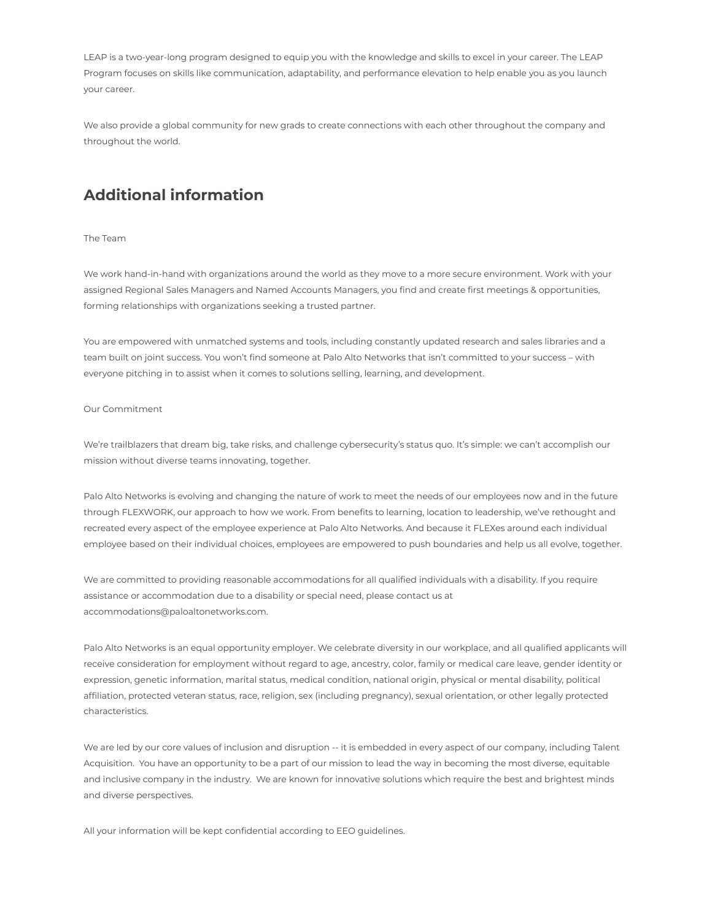LEAP is a two-year-long program designed to equip you with the knowledge and skills to excel in your career. The LEAP Program focuses on skills like communication, adaptability, and performance elevation to help enable you as you launch your career.

We also provide a global community for new grads to create connections with each other throughout the company and throughout the world.

## Additional information

The Team

We work hand-in-hand with organizations around the world as they move to a more secure environment. Work with your assigned Regional Sales Managers and Named Accounts Managers, you find and create first meetings & opportunities, forming relationships with organizations seeking a trusted partner.

You are empowered with unmatched systems and tools, including constantly updated research and sales libraries and a team built on joint success. You won't find someone at Palo Alto Networks that isn't committed to your success – with everyone pitching in to assist when it comes to solutions selling, learning, and development.

Our Commitment

We're trailblazers that dream big, take risks, and challenge cybersecurity's status quo. It's simple: we can't accomplish our mission without diverse teams innovating, together.

Palo Alto Networks is evolving and changing the nature of work to meet the needs of our employees now and in the future through FLEXWORK, our approach to how we work. From benefits to learning, location to leadership, we've rethought and recreated every aspect of the employee experience at Palo Alto Networks. And because it FLEXes around each individual employee based on their individual choices, employees are empowered to push boundaries and help us all evolve, together.

We are committed to providing reasonable accommodations for all qualified individuals with a disability. If you require assistance or accommodation due to a disability or special need, please contact us at accommodations@paloaltonetworks.com.

Palo Alto Networks is an equal opportunity employer. We celebrate diversity in our workplace, and all qualified applicants will receive consideration for employment without regard to age, ancestry, color, family or medical care leave, gender identity or expression, genetic information, marital status, medical condition, national origin, physical or mental disability, political affiliation, protected veteran status, race, religion, sex (including pregnancy), sexual orientation, or other legally protected characteristics.

We are led by our core values of inclusion and disruption -- it is embedded in every aspect of our company, including Talent Acquisition. You have an opportunity to be a part of our mission to lead the way in becoming the most diverse, equitable and inclusive company in the industry. We are known for innovative solutions which require the best and brightest minds and diverse perspectives.

All your information will be kept confidential according to EEO guidelines.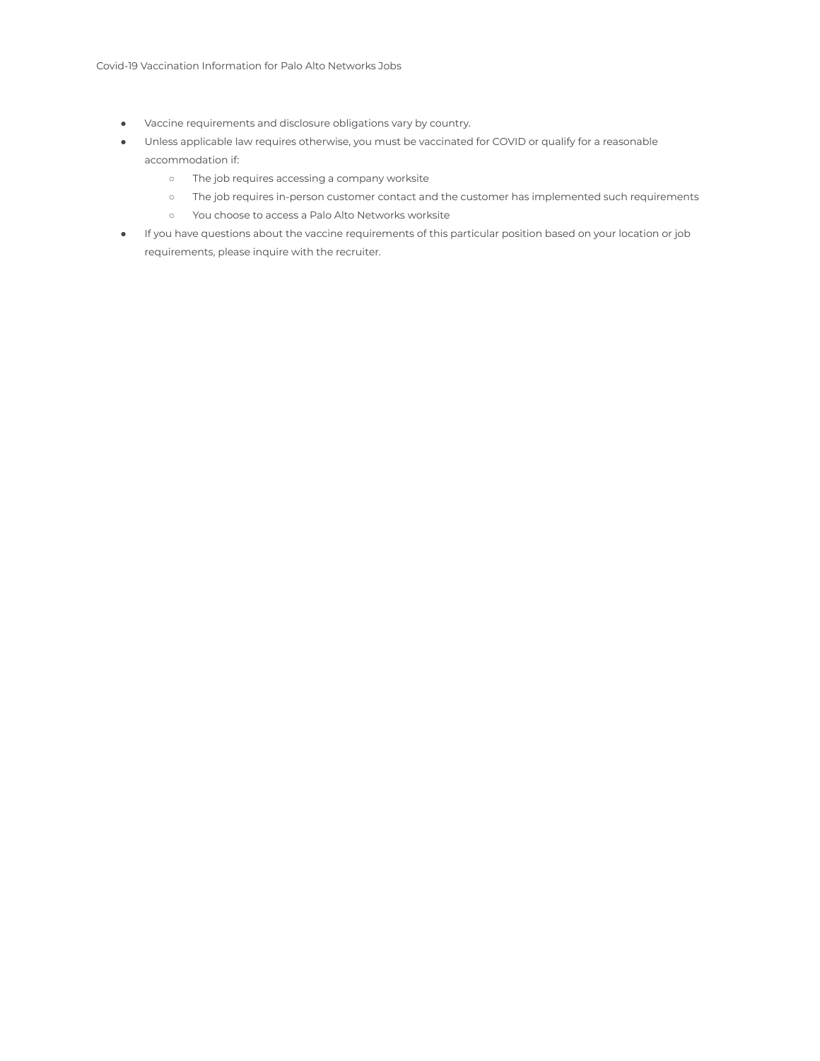Covid-19 Vaccination Information for Palo Alto Networks Jobs

- Vaccine requirements and disclosure obligations vary by country.
- Unless applicable law requires otherwise, you must be vaccinated for COVID or qualify for a reasonable accommodation if:
  - The job requires accessing a company worksite
  - The job requires in-person customer contact and the customer has implemented such requirements
  - You choose to access a Palo Alto Networks worksite
- If you have questions about the vaccine requirements of this particular position based on your location or job requirements, please inquire with the recruiter.